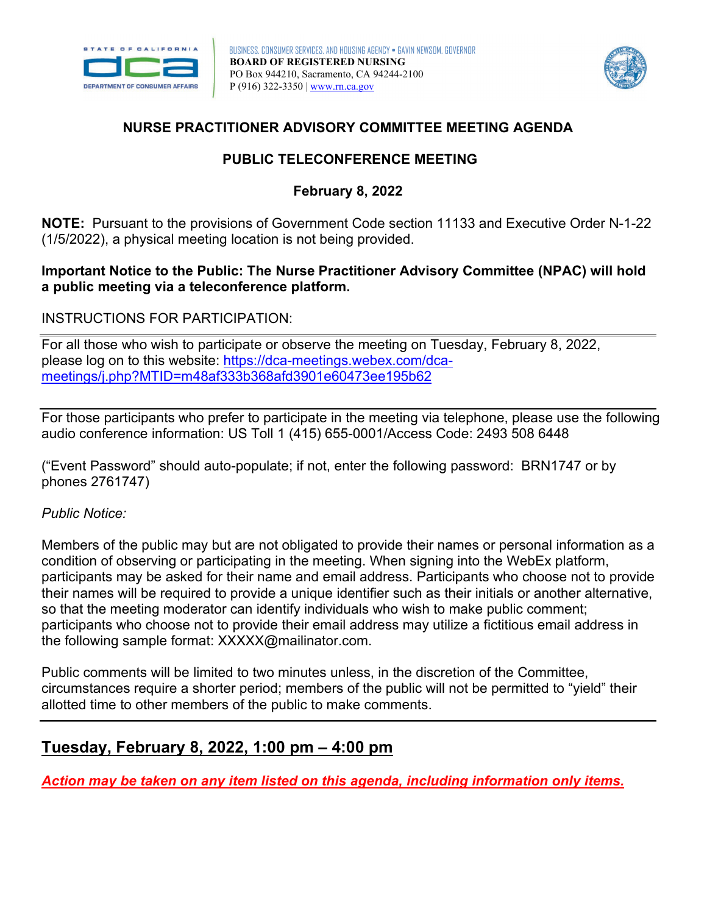BUSINESS, CONSUMER SERVICES, AND HOUSING AGENCY • GAVIN NEWSOM, GOVERNOR
**BOARD OF REGISTERED NURSING**
PO Box 944210, Sacramento, CA 94244-2100
P (916) 322-3350 | www.rn.ca.gov

# NURSE PRACTITIONER ADVISORY COMMITTEE MEETING AGENDA

## PUBLIC TELECONFERENCE MEETING

## February 8, 2022

**NOTE:** Pursuant to the provisions of Government Code section 11133 and Executive Order N-1-22 (1/5/2022), a physical meeting location is not being provided.

**Important Notice to the Public: The Nurse Practitioner Advisory Committee (NPAC) will hold a public meeting via a teleconference platform.**

INSTRUCTIONS FOR PARTICIPATION:

---

For all those who wish to participate or observe the meeting on Tuesday, February 8, 2022, please log on to this website: https://dca-meetings.webex.com/dca-meetings/j.php?MTID=m48af333b368afd3901e60473ee195b62

---

For those participants who prefer to participate in the meeting via telephone, please use the following audio conference information: US Toll 1 (415) 655-0001/Access Code: 2493 508 6448

("Event Password" should auto-populate; if not, enter the following password: BRN1747 or by phones 2761747)

*Public Notice:*

Members of the public may but are not obligated to provide their names or personal information as a condition of observing or participating in the meeting. When signing into the WebEx platform, participants may be asked for their name and email address. Participants who choose not to provide their names will be required to provide a unique identifier such as their initials or another alternative, so that the meeting moderator can identify individuals who wish to make public comment; participants who choose not to provide their email address may utilize a fictitious email address in the following sample format: XXXXX@mailinator.com.

Public comments will be limited to two minutes unless, in the discretion of the Committee, circumstances require a shorter period; members of the public will not be permitted to "yield" their allotted time to other members of the public to make comments.

---

## Tuesday, February 8, 2022, 1:00 pm – 4:00 pm

***Action may be taken on any item listed on this agenda, including information only items.***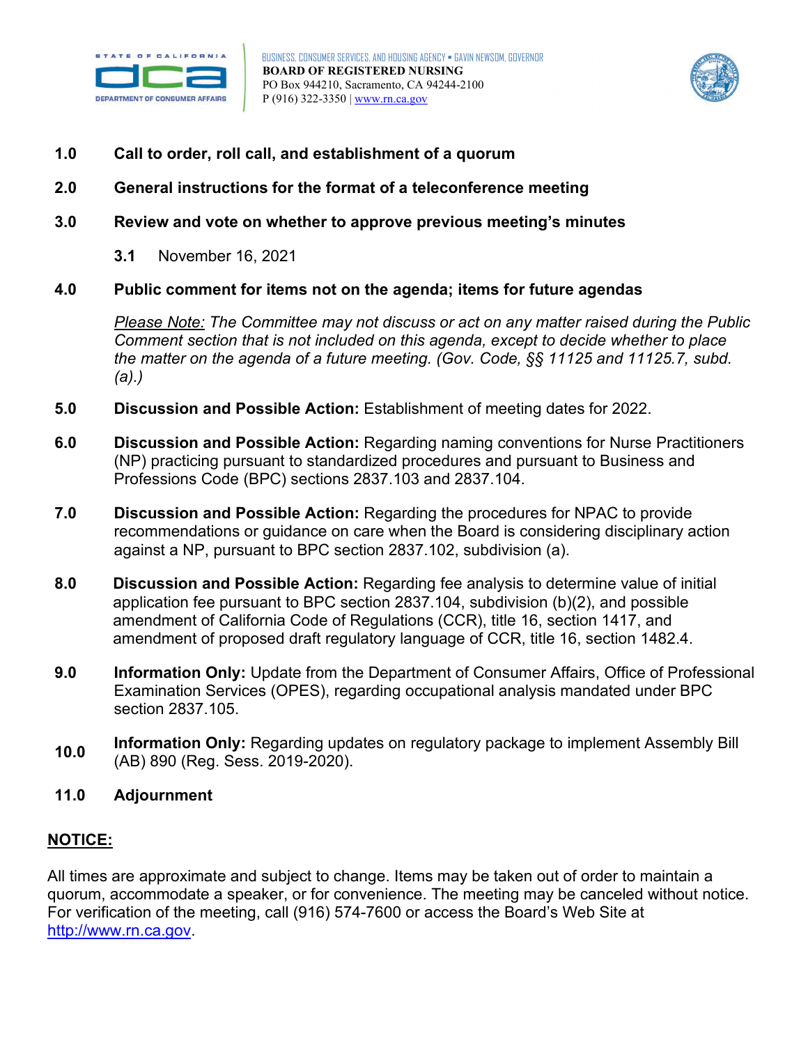**1.0 Call to order, roll call, and establishment of a quorum**

**2.0 General instructions for the format of a teleconference meeting**

**3.0 Review and vote on whether to approve previous meeting's minutes**

**3.1** November 16, 2021

**4.0 Public comment for items not on the agenda; items for future agendas**

*Please Note: The Committee may not discuss or act on any matter raised during the Public Comment section that is not included on this agenda, except to decide whether to place the matter on the agenda of a future meeting. (Gov. Code, §§ 11125 and 11125.7, subd. (a).)*

**5.0 Discussion and Possible Action:** Establishment of meeting dates for 2022.

**6.0 Discussion and Possible Action:** Regarding naming conventions for Nurse Practitioners (NP) practicing pursuant to standardized procedures and pursuant to Business and Professions Code (BPC) sections 2837.103 and 2837.104.

**7.0 Discussion and Possible Action:** Regarding the procedures for NPAC to provide recommendations or guidance on care when the Board is considering disciplinary action against a NP, pursuant to BPC section 2837.102, subdivision (a).

**8.0 Discussion and Possible Action:** Regarding fee analysis to determine value of initial application fee pursuant to BPC section 2837.104, subdivision (b)(2), and possible amendment of California Code of Regulations (CCR), title 16, section 1417, and amendment of proposed draft regulatory language of CCR, title 16, section 1482.4.

**9.0 Information Only:** Update from the Department of Consumer Affairs, Office of Professional Examination Services (OPES), regarding occupational analysis mandated under BPC section 2837.105.

**10.0 Information Only:** Regarding updates on regulatory package to implement Assembly Bill (AB) 890 (Reg. Sess. 2019-2020).

**11.0 Adjournment**

**NOTICE:**

All times are approximate and subject to change. Items may be taken out of order to maintain a quorum, accommodate a speaker, or for convenience. The meeting may be canceled without notice. For verification of the meeting, call (916) 574-7600 or access the Board's Web Site at http://www.rn.ca.gov.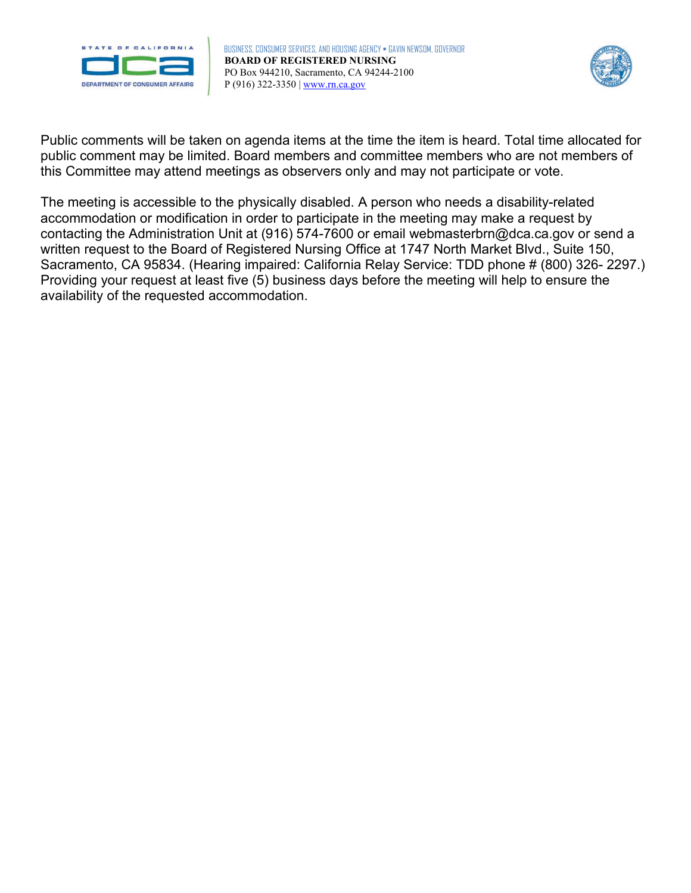Public comments will be taken on agenda items at the time the item is heard. Total time allocated for public comment may be limited. Board members and committee members who are not members of this Committee may attend meetings as observers only and may not participate or vote.

The meeting is accessible to the physically disabled. A person who needs a disability-related accommodation or modification in order to participate in the meeting may make a request by contacting the Administration Unit at (916) 574-7600 or email webmasterbrn@dca.ca.gov or send a written request to the Board of Registered Nursing Office at 1747 North Market Blvd., Suite 150, Sacramento, CA 95834. (Hearing impaired: California Relay Service: TDD phone # (800) 326- 2297.) Providing your request at least five (5) business days before the meeting will help to ensure the availability of the requested accommodation.